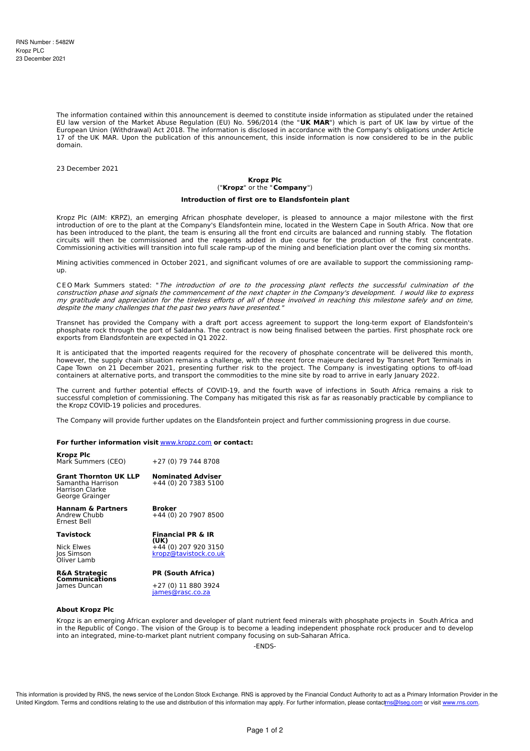RNS Number : 5482W
Kropz PLC
23 December 2021

The information contained within this announcement is deemed to constitute inside information as stipulated under the retained EU law version of the Market Abuse Regulation (EU) No. 596/2014 (the "**UK MAR**") which is part of UK law by virtue of the European Union (Withdrawal) Act 2018. The information is disclosed in accordance with the Company's obligations under Article 17 of the UK MAR. Upon the publication of this announcement, this inside information is now considered to be in the public domain.

23 December 2021

**Kropz Plc**
("**Kropz**" or the "**Company**")

**Introduction of first ore to Elandsfontein plant**

Kropz Plc (AIM: KRPZ), an emerging African phosphate developer, is pleased to announce a major milestone with the first introduction of ore to the plant at the Company's Elandsfontein mine, located in the Western Cape in South Africa. Now that ore has been introduced to the plant, the team is ensuring all the front end circuits are balanced and running stably. The flotation circuits will then be commissioned and the reagents added in due course for the production of the first concentrate. Commissioning activities will transition into full scale ramp-up of the mining and beneficiation plant over the coming six months.

Mining activities commenced in October 2021, and significant volumes of ore are available to support the commissioning ramp-up.

CEO Mark Summers stated: "*The introduction of ore to the processing plant reflects the successful culmination of the construction phase and signals the commencement of the next chapter in the Company's development. I would like to express my gratitude and appreciation for the tireless efforts of all of those involved in reaching this milestone safely and on time, despite the many challenges that the past two years have presented.*"

Transnet has provided the Company with a draft port access agreement to support the long-term export of Elandsfontein's phosphate rock through the port of Saldanha. The contract is now being finalised between the parties. First phosphate rock ore exports from Elandsfontein are expected in Q1 2022.

It is anticipated that the imported reagents required for the recovery of phosphate concentrate will be delivered this month, however, the supply chain situation remains a challenge, with the recent force majeure declared by Transnet Port Terminals in Cape Town on 21 December 2021, presenting further risk to the project. The Company is investigating options to off-load containers at alternative ports, and transport the commodities to the mine site by road to arrive in early January 2022.

The current and further potential effects of COVID-19, and the fourth wave of infections in South Africa remains a risk to successful completion of commissioning. The Company has mitigated this risk as far as reasonably practicable by compliance to the Kropz COVID-19 policies and procedures.

The Company will provide further updates on the Elandsfontein project and further commissioning progress in due course.

**For further information visit** www.kropz.com **or contact:**

| | |
|---|---|
| **Kropz Plc**<br>Mark Summers (CEO) | +27 (0) 79 744 8708 |
| **Grant Thornton UK LLP**<br>Samantha Harrison<br>Harrison Clarke<br>George Grainger | **Nominated Adviser**<br>+44 (0) 20 7383 5100 |
| **Hannam & Partners**<br>Andrew Chubb<br>Ernest Bell | **Broker**<br>+44 (0) 20 7907 8500 |
| **Tavistock**<br>Nick Elwes<br>Jos Simson<br>Oliver Lamb | **Financial PR & IR (UK)**<br>+44 (0) 207 920 3150<br>kropz@tavistock.co.uk |
| **R&A Strategic Communications**<br>James Duncan | **PR (South Africa)**<br>+27 (0) 11 880 3924<br>james@rasc.co.za |

**About Kropz Plc**

Kropz is an emerging African explorer and developer of plant nutrient feed minerals with phosphate projects in South Africa and in the Republic of Congo. The vision of the Group is to become a leading independent phosphate rock producer and to develop into an integrated, mine-to-market plant nutrient company focusing on sub-Saharan Africa.

-ENDS-

This information is provided by RNS, the news service of the London Stock Exchange. RNS is approved by the Financial Conduct Authority to act as a Primary Information Provider in the United Kingdom. Terms and conditions relating to the use and distribution of this information may apply. For further information, please contact rns@lseg.com or visit www.rns.com.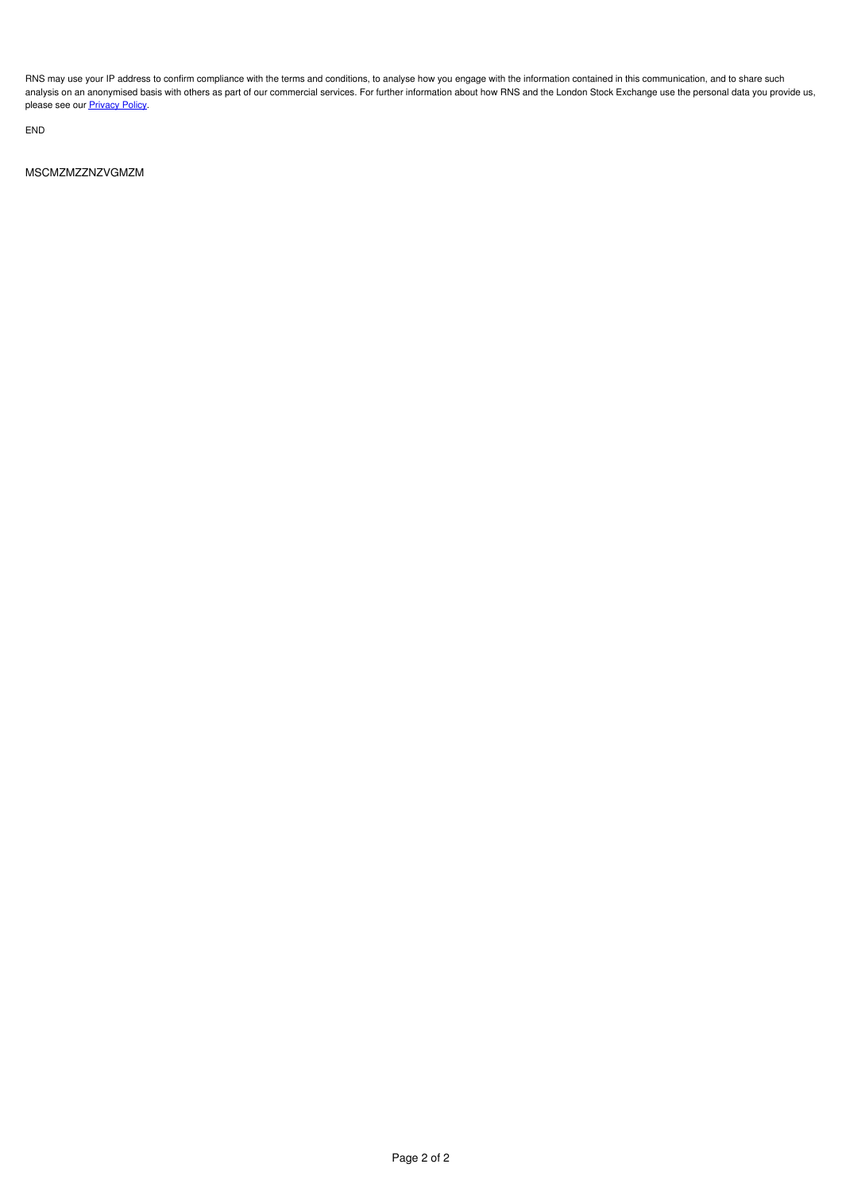RNS may use your IP address to confirm compliance with the terms and conditions, to analyse how you engage with the information contained in this communication, and to share such analysis on an anonymised basis with others as part of our commercial services. For further information about how RNS and the London Stock Exchange use the personal data you provide us, please see our Privacy Policy.

END

MSCMZMZZNZVGMZM